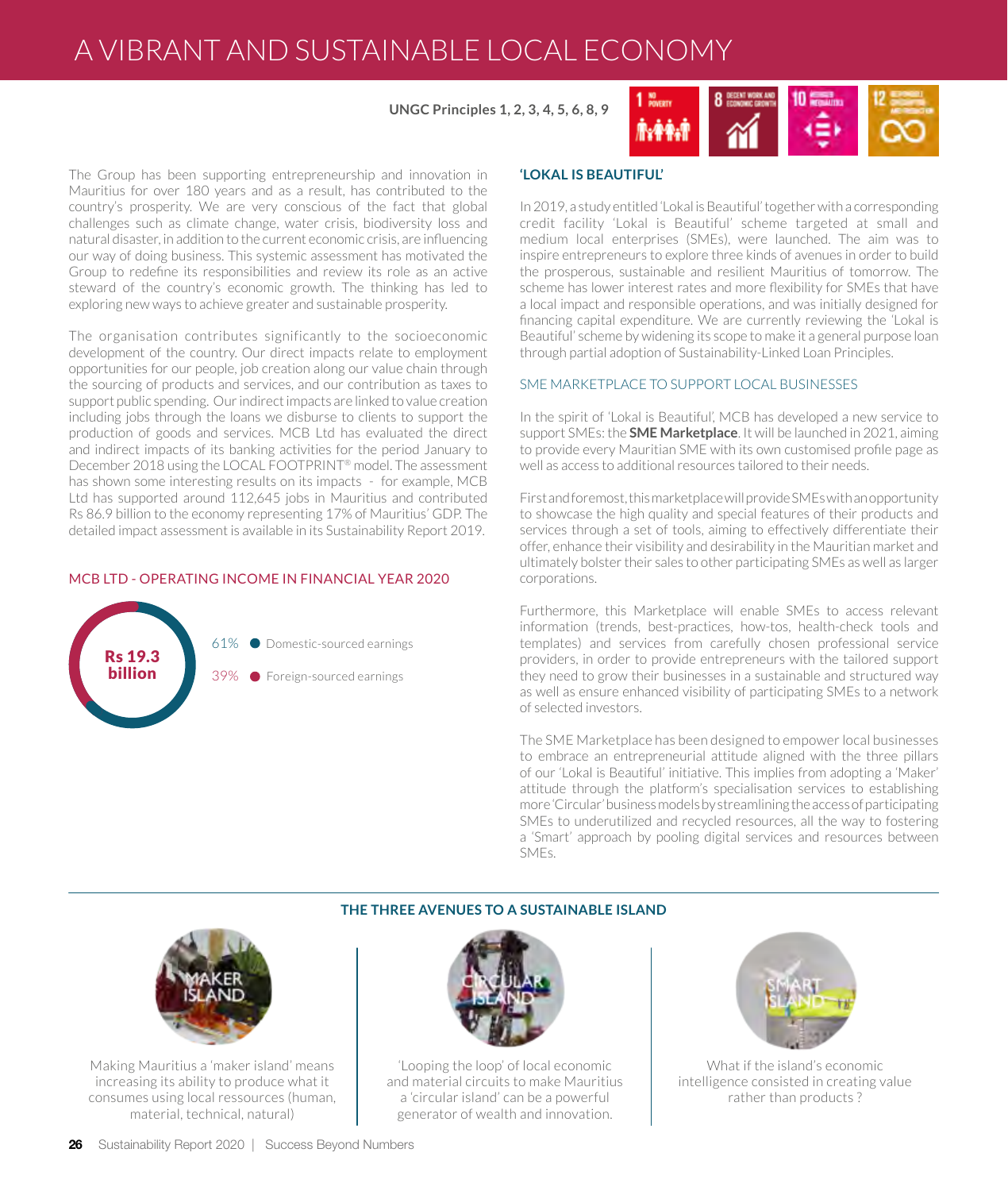# A VIBRANT AND SUSTAINABLE LOCAL ECONOMY

**UNGC Principles 1, 2, 3, 4, 5, 6, 8, 9**

The Group has been supporting entrepreneurship and innovation in Mauritius for over 180 years and as a result, has contributed to the country's prosperity. We are very conscious of the fact that global challenges such as climate change, water crisis, biodiversity loss and natural disaster, in addition to the current economic crisis, are influencing our way of doing business. This systemic assessment has motivated the Group to redefine its responsibilities and review its role as an active steward of the country's economic growth. The thinking has led to exploring new ways to achieve greater and sustainable prosperity.

The organisation contributes significantly to the socioeconomic development of the country. Our direct impacts relate to employment opportunities for our people, job creation along our value chain through the sourcing of products and services, and our contribution as taxes to support public spending. Our indirect impacts are linked to value creation including jobs through the loans we disburse to clients to support the production of goods and services. MCB Ltd has evaluated the direct and indirect impacts of its banking activities for the period January to December 2018 using the LOCAL FOOTPRINT® model. The assessment has shown some interesting results on its impacts - for example, MCB Ltd has supported around 112,645 jobs in Mauritius and contributed Rs 86.9 billion to the economy representing 17% of Mauritius' GDP. The detailed impact assessment is available in its Sustainability Report 2019.

### MCB LTD - OPERATING INCOME IN FINANCIAL YEAR 2020

**Rs 19.3 billion**

- 61% Domestic-sourced earnings
- 39% Foreign-sourced earnings

### 'LOKAL IS BEAUTIFUL'

In 2019, a study entitled 'Lokal is Beautiful' together with a corresponding credit facility 'Lokal is Beautiful' scheme targeted at small and medium local enterprises (SMEs), were launched. The aim was to inspire entrepreneurs to explore three kinds of avenues in order to build the prosperous, sustainable and resilient Mauritius of tomorrow. The scheme has lower interest rates and more flexibility for SMEs that have a local impact and responsible operations, and was initially designed for financing capital expenditure. We are currently reviewing the 'Lokal is Beautiful' scheme by widening its scope to make it a general purpose loan through partial adoption of Sustainability-Linked Loan Principles.

### SME MARKETPLACE TO SUPPORT LOCAL BUSINESSES

In the spirit of 'Lokal is Beautiful', MCB has developed a new service to support SMEs: the **SME Marketplace**. It will be launched in 2021, aiming to provide every Mauritian SME with its own customised profile page as well as access to additional resources tailored to their needs.

First and foremost, this marketplace will provide SMEs with an opportunity to showcase the high quality and special features of their products and services through a set of tools, aiming to effectively differentiate their offer, enhance their visibility and desirability in the Mauritian market and ultimately bolster their sales to other participating SMEs as well as larger corporations.

Furthermore, this Marketplace will enable SMEs to access relevant information (trends, best-practices, how-tos, health-check tools and templates) and services from carefully chosen professional service providers, in order to provide entrepreneurs with the tailored support they need to grow their businesses in a sustainable and structured way as well as ensure enhanced visibility of participating SMEs to a network of selected investors.

The SME Marketplace has been designed to empower local businesses to embrace an entrepreneurial attitude aligned with the three pillars of our 'Lokal is Beautiful' initiative. This implies from adopting a 'Maker' attitude through the platform's specialisation services to establishing more 'Circular' business models by streamlining the access of participating SMEs to underutilized and recycled resources, all the way to fostering a 'Smart' approach by pooling digital services and resources between SMEs.

### THE THREE AVENUES TO A SUSTAINABLE ISLAND

**MAKER ISLAND**

Making Mauritius a 'maker island' means increasing its ability to produce what it consumes using local ressources (human, material, technical, natural)

**CIRCULAR ISLAND**

'Looping the loop' of local economic and material circuits to make Mauritius a 'circular island' can be a powerful generator of wealth and innovation.

**SMART ISLAND**

What if the island's economic intelligence consisted in creating value rather than products ?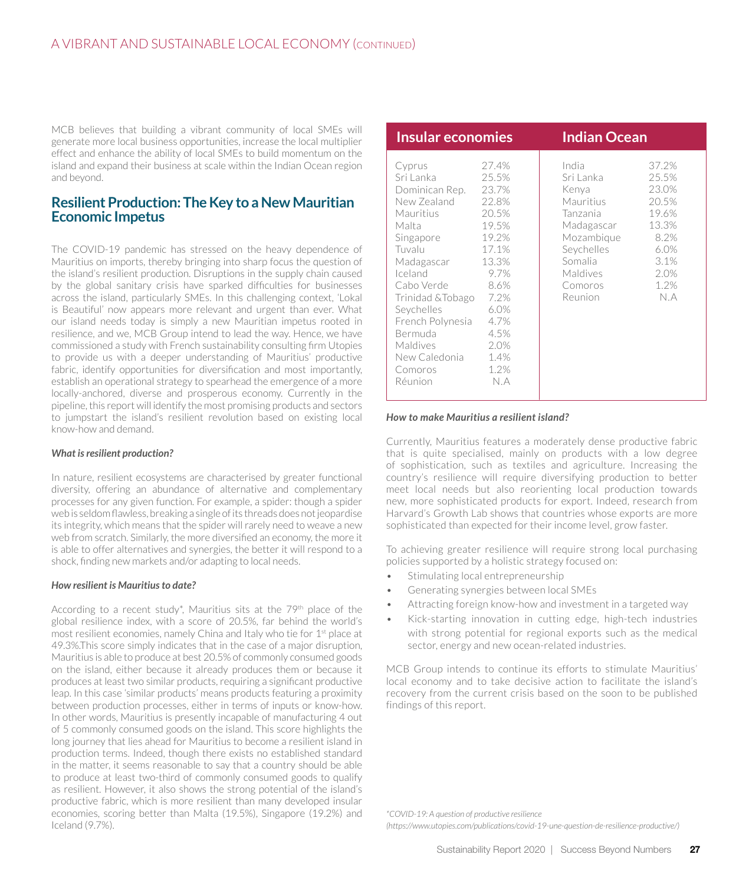# A VIBRANT AND SUSTAINABLE LOCAL ECONOMY (CONTINUED)

MCB believes that building a vibrant community of local SMEs will generate more local business opportunities, increase the local multiplier effect and enhance the ability of local SMEs to build momentum on the island and expand their business at scale within the Indian Ocean region and beyond.

## Resilient Production: The Key to a New Mauritian Economic Impetus

The COVID-19 pandemic has stressed on the heavy dependence of Mauritius on imports, thereby bringing into sharp focus the question of the island's resilient production. Disruptions in the supply chain caused by the global sanitary crisis have sparked difficulties for businesses across the island, particularly SMEs. In this challenging context, 'Lokal is Beautiful' now appears more relevant and urgent than ever. What our island needs today is simply a new Mauritian impetus rooted in resilience, and we, MCB Group intend to lead the way. Hence, we have commissioned a study with French sustainability consulting firm Utopies to provide us with a deeper understanding of Mauritius' productive fabric, identify opportunities for diversification and most importantly, establish an operational strategy to spearhead the emergence of a more locally-anchored, diverse and prosperous economy. Currently in the pipeline, this report will identify the most promising products and sectors to jumpstart the island's resilient revolution based on existing local know-how and demand.

***What is resilient production?***

In nature, resilient ecosystems are characterised by greater functional diversity, offering an abundance of alternative and complementary processes for any given function. For example, a spider: though a spider web is seldom flawless, breaking a single of its threads does not jeopardise its integrity, which means that the spider will rarely need to weave a new web from scratch. Similarly, the more diversified an economy, the more it is able to offer alternatives and synergies, the better it will respond to a shock, finding new markets and/or adapting to local needs.

***How resilient is Mauritius to date?***

According to a recent study*, Mauritius sits at the 79th place of the global resilience index, with a score of 20.5%, far behind the world's most resilient economies, namely China and Italy who tie for 1st place at 49.3%.This score simply indicates that in the case of a major disruption, Mauritius is able to produce at best 20.5% of commonly consumed goods on the island, either because it already produces them or because it produces at least two similar products, requiring a significant productive leap. In this case 'similar products' means products featuring a proximity between production processes, either in terms of inputs or know-how. In other words, Mauritius is presently incapable of manufacturing 4 out of 5 commonly consumed goods on the island. This score highlights the long journey that lies ahead for Mauritius to become a resilient island in production terms. Indeed, though there exists no established standard in the matter, it seems reasonable to say that a country should be able to produce at least two-third of commonly consumed goods to qualify as resilient. However, it also shows the strong potential of the island's productive fabric, which is more resilient than many developed insular economies, scoring better than Malta (19.5%), Singapore (19.2%) and Iceland (9.7%).

| Insular economies | | Indian Ocean | |
|---|---|---|---|
| Cyprus | 27.4% | India | 37.2% |
| Sri Lanka | 25.5% | Sri Lanka | 25.5% |
| Dominican Rep. | 23.7% | Kenya | 23.0% |
| New Zealand | 22.8% | Mauritius | 20.5% |
| Mauritius | 20.5% | Tanzania | 19.6% |
| Malta | 19.5% | Madagascar | 13.3% |
| Singapore | 19.2% | Mozambique | 8.2% |
| Tuvalu | 17.1% | Seychelles | 6.0% |
| Madagascar | 13.3% | Somalia | 3.1% |
| Iceland | 9.7% | Maldives | 2.0% |
| Cabo Verde | 8.6% | Comoros | 1.2% |
| Trinidad &Tobago | 7.2% | Reunion | N.A |
| Seychelles | 6.0% | | |
| French Polynesia | 4.7% | | |
| Bermuda | 4.5% | | |
| Maldives | 2.0% | | |
| New Caledonia | 1.4% | | |
| Comoros | 1.2% | | |
| Réunion | N.A | | |

***How to make Mauritius a resilient island?***

Currently, Mauritius features a moderately dense productive fabric that is quite specialised, mainly on products with a low degree of sophistication, such as textiles and agriculture. Increasing the country's resilience will require diversifying production to better meet local needs but also reorienting local production towards new, more sophisticated products for export. Indeed, research from Harvard's Growth Lab shows that countries whose exports are more sophisticated than expected for their income level, grow faster.

To achieving greater resilience will require strong local purchasing policies supported by a holistic strategy focused on:

- Stimulating local entrepreneurship
- Generating synergies between local SMEs
- Attracting foreign know-how and investment in a targeted way
- Kick-starting innovation in cutting edge, high-tech industries with strong potential for regional exports such as the medical sector, energy and new ocean-related industries.

MCB Group intends to continue its efforts to stimulate Mauritius' local economy and to take decisive action to facilitate the island's recovery from the current crisis based on the soon to be published findings of this report.

*\*COVID-19: A question of productive resilience (https://www.utopies.com/publications/covid-19-une-question-de-resilience-productive/)*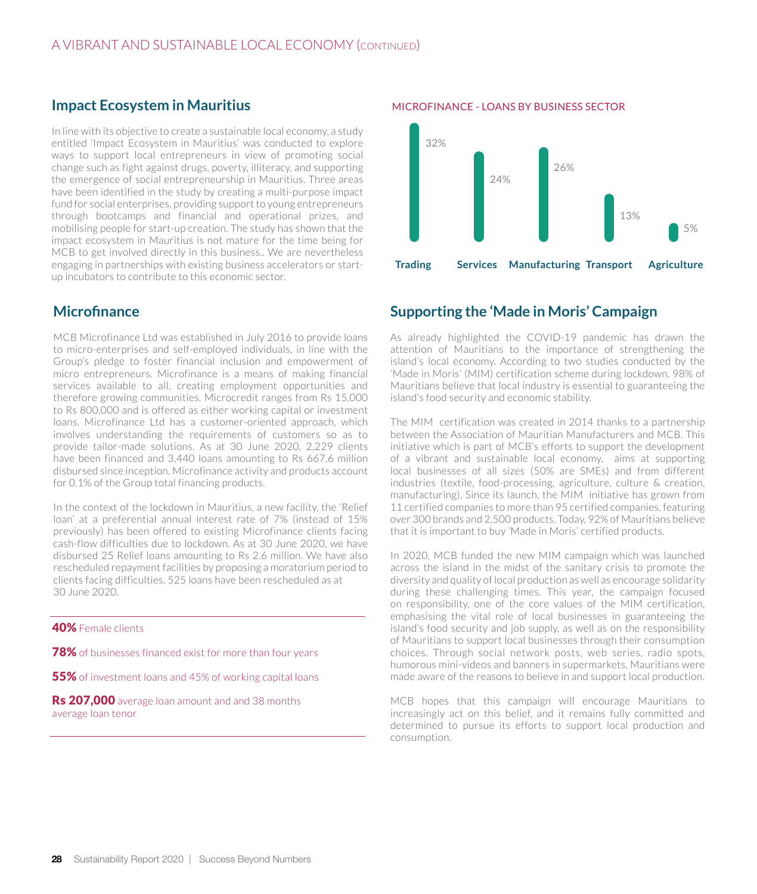## Impact Ecosystem in Mauritius

In line with its objective to create a sustainable local economy, a study entitled 'Impact Ecosystem in Mauritius' was conducted to explore ways to support local entrepreneurs in view of promoting social change such as fight against drugs, poverty, illiteracy, and supporting the emergence of social entrepreneurship in Mauritius. Three areas have been identified in the study by creating a multi-purpose impact fund for social enterprises, providing support to young entrepreneurs through bootcamps and financial and operational prizes, and mobilising people for start-up creation. The study has shown that the impact ecosystem in Mauritius is not mature for the time being for MCB to get involved directly in this business.. We are nevertheless engaging in partnerships with existing business accelerators or start-up incubators to contribute to this economic sector.

## Microfinance

MCB Microfinance Ltd was established in July 2016 to provide loans to micro-enterprises and self-employed individuals, in line with the Group's pledge to foster financial inclusion and empowerment of micro entrepreneurs. Microfinance is a means of making financial services available to all, creating employment opportunities and therefore growing communities. Microcredit ranges from Rs 15,000 to Rs 800,000 and is offered as either working capital or investment loans. Microfinance Ltd has a customer-oriented approach, which involves understanding the requirements of customers so as to provide tailor-made solutions. As at 30 June 2020, 2,229 clients have been financed and 3,440 loans amounting to Rs 667.6 million disbursed since inception. Microfinance activity and products account for 0.1% of the Group total financing products.

In the context of the lockdown in Mauritius, a new facility, the 'Relief loan' at a preferential annual interest rate of 7% (instead of 15% previously) has been offered to existing Microfinance clients facing cash-flow difficulties due to lockdown. As at 30 June 2020, we have disbursed 25 Relief loans amounting to Rs 2.6 million. We have also rescheduled repayment facilities by proposing a moratorium period to clients facing difficulties. 525 loans have been rescheduled as at 30 June 2020.

**40%** Female clients

**78%** of businesses financed exist for more than four years

**55%** of investment loans and 45% of working capital loans

**Rs 207,000** average loan amount and and 38 months average loan tenor

MICROFINANCE - LOANS BY BUSINESS SECTOR

| Sector | Share |
|---|---|
| Trading | 32% |
| Services | 24% |
| Manufacturing | 26% |
| Transport | 13% |
| Agriculture | 5% |

## Supporting the 'Made in Moris' Campaign

As already highlighted the COVID-19 pandemic has drawn the attention of Mauritians to the importance of strengthening the island's local economy. According to two studies conducted by the 'Made in Moris' (MIM) certification scheme during lockdown, 98% of Mauritians believe that local industry is essential to guaranteeing the island's food security and economic stability.

The MIM certification was created in 2014 thanks to a partnership between the Association of Mauritian Manufacturers and MCB. This initiative which is part of MCB's efforts to support the development of a vibrant and sustainable local economy, aims at supporting local businesses of all sizes (50% are SMEs) and from different industries (textile, food-processing, agriculture, culture & creation, manufacturing). Since its launch, the MIM initiative has grown from 11 certified companies to more than 95 certified companies, featuring over 300 brands and 2,500 products. Today, 92% of Mauritians believe that it is important to buy 'Made in Moris' certified products.

In 2020, MCB funded the new MIM campaign which was launched across the island in the midst of the sanitary crisis to promote the diversity and quality of local production as well as encourage solidarity during these challenging times. This year, the campaign focused on responsibility, one of the core values of the MIM certification, emphasising the vital role of local businesses in guaranteeing the island's food security and job supply, as well as on the responsibility of Mauritians to support local businesses through their consumption choices. Through social network posts, web series, radio spots, humorous mini-videos and banners in supermarkets, Mauritians were made aware of the reasons to believe in and support local production.

MCB hopes that this campaign will encourage Mauritians to increasingly act on this belief, and it remains fully committed and determined to pursue its efforts to support local production and consumption.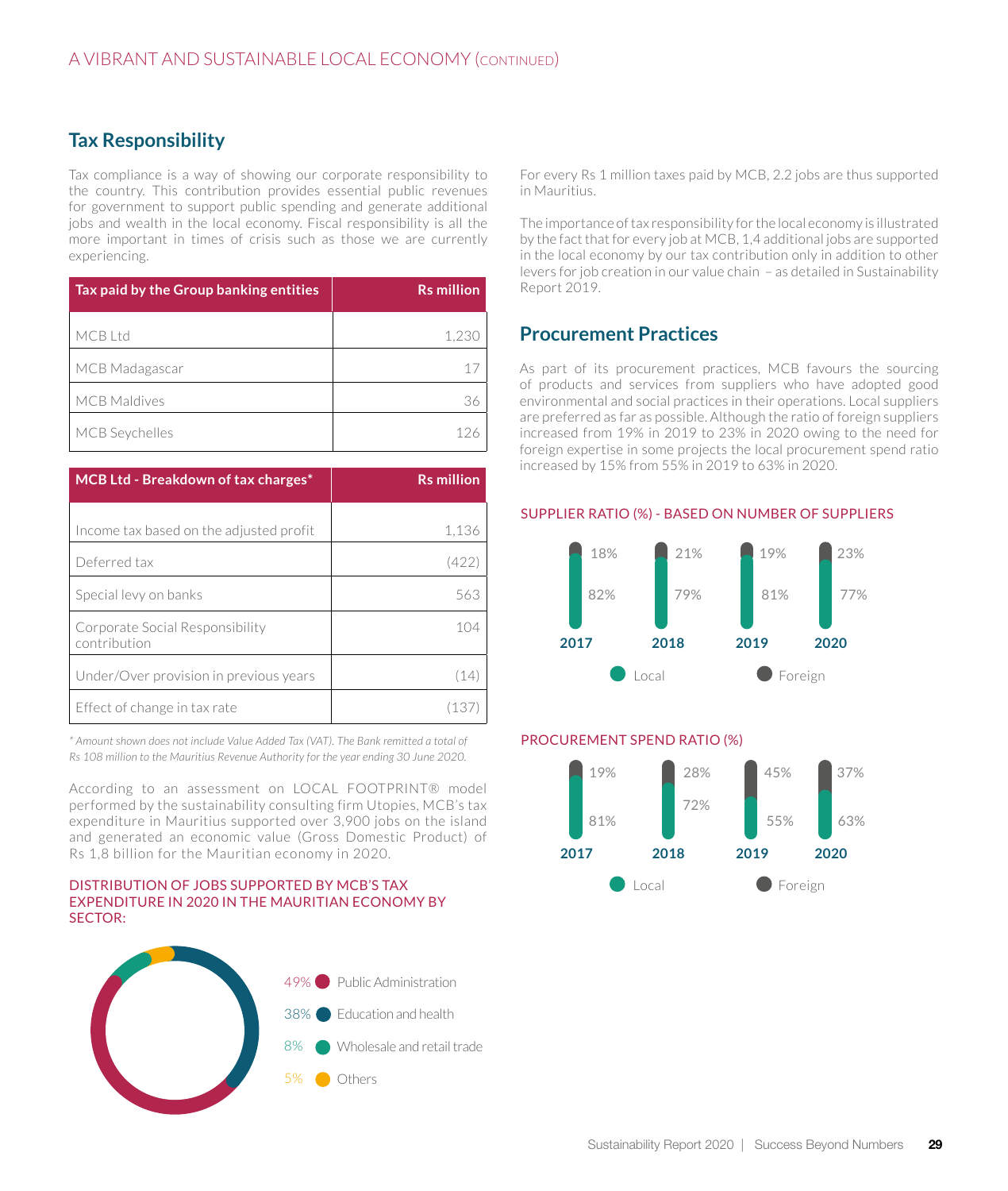## Tax Responsibility

Tax compliance is a way of showing our corporate responsibility to the country. This contribution provides essential public revenues for government to support public spending and generate additional jobs and wealth in the local economy. Fiscal responsibility is all the more important in times of crisis such as those we are currently experiencing.

| Tax paid by the Group banking entities | Rs million |
|---|---|
| MCB Ltd | 1,230 |
| MCB Madagascar | 17 |
| MCB Maldives | 36 |
| MCB Seychelles | 126 |

| MCB Ltd - Breakdown of tax charges* | Rs million |
|---|---|
| Income tax based on the adjusted profit | 1,136 |
| Deferred tax | (422) |
| Special levy on banks | 563 |
| Corporate Social Responsibility contribution | 104 |
| Under/Over provision in previous years | (14) |
| Effect of change in tax rate | (137) |

*\* Amount shown does not include Value Added Tax (VAT). The Bank remitted a total of Rs 108 million to the Mauritius Revenue Authority for the year ending 30 June 2020.*

According to an assessment on LOCAL FOOTPRINT® model performed by the sustainability consulting firm Utopies, MCB's tax expenditure in Mauritius supported over 3,900 jobs on the island and generated an economic value (Gross Domestic Product) of Rs 1,8 billion for the Mauritian economy in 2020.

DISTRIBUTION OF JOBS SUPPORTED BY MCB'S TAX EXPENDITURE IN 2020 IN THE MAURITIAN ECONOMY BY SECTOR:

| Sector | % |
|---|---|
| Public Administration | 49% |
| Education and health | 38% |
| Wholesale and retail trade | 8% |
| Others | 5% |

For every Rs 1 million taxes paid by MCB, 2.2 jobs are thus supported in Mauritius.

The importance of tax responsibility for the local economy is illustrated by the fact that for every job at MCB, 1,4 additional jobs are supported in the local economy by our tax contribution only in addition to other levers for job creation in our value chain – as detailed in Sustainability Report 2019.

## Procurement Practices

As part of its procurement practices, MCB favours the sourcing of products and services from suppliers who have adopted good environmental and social practices in their operations. Local suppliers are preferred as far as possible. Although the ratio of foreign suppliers increased from 19% in 2019 to 23% in 2020 owing to the need for foreign expertise in some projects the local procurement spend ratio increased by 15% from 55% in 2019 to 63% in 2020.

SUPPLIER RATIO (%) - BASED ON NUMBER OF SUPPLIERS

| | 2017 | 2018 | 2019 | 2020 |
|---|---|---|---|---|
| Local | 82% | 79% | 81% | 77% |
| Foreign | 18% | 21% | 19% | 23% |

PROCUREMENT SPEND RATIO (%)

| | 2017 | 2018 | 2019 | 2020 |
|---|---|---|---|---|
| Local | 81% | 72% | 55% | 63% |
| Foreign | 19% | 28% | 45% | 37% |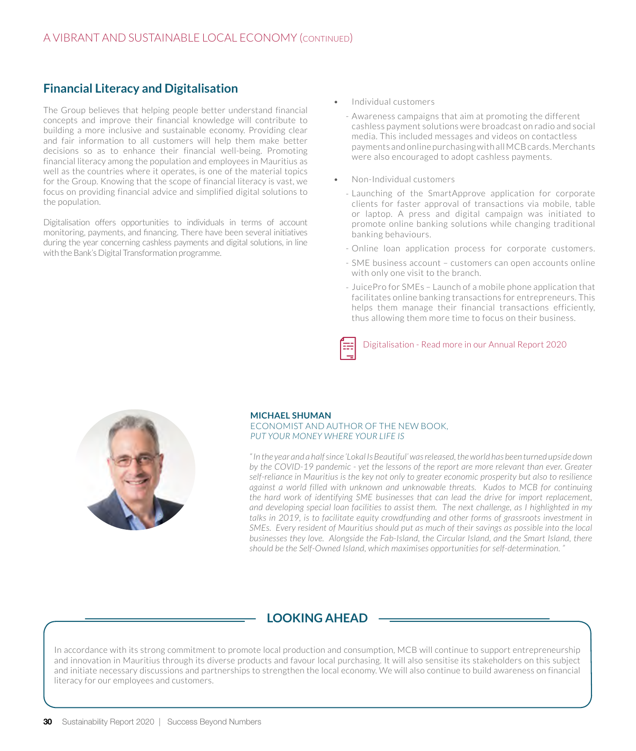A VIBRANT AND SUSTAINABLE LOCAL ECONOMY (CONTINUED)

## Financial Literacy and Digitalisation

The Group believes that helping people better understand financial concepts and improve their financial knowledge will contribute to building a more inclusive and sustainable economy. Providing clear and fair information to all customers will help them make better decisions so as to enhance their financial well-being. Promoting financial literacy among the population and employees in Mauritius as well as the countries where it operates, is one of the material topics for the Group. Knowing that the scope of financial literacy is vast, we focus on providing financial advice and simplified digital solutions to the population.

Digitalisation offers opportunities to individuals in terms of account monitoring, payments, and financing. There have been several initiatives during the year concerning cashless payments and digital solutions, in line with the Bank's Digital Transformation programme.

- Individual customers
  - Awareness campaigns that aim at promoting the different cashless payment solutions were broadcast on radio and social media. This included messages and videos on contactless payments and online purchasing with all MCB cards. Merchants were also encouraged to adopt cashless payments.
- Non-Individual customers
  - Launching of the SmartApprove application for corporate clients for faster approval of transactions via mobile, table or laptop. A press and digital campaign was initiated to promote online banking solutions while changing traditional banking behaviours.
  - Online loan application process for corporate customers.
  - SME business account – customers can open accounts online with only one visit to the branch.
  - JuicePro for SMEs – Launch of a mobile phone application that facilitates online banking transactions for entrepreneurs. This helps them manage their financial transactions efficiently, thus allowing them more time to focus on their business.

Digitalisation - Read more in our Annual Report 2020

**MICHAEL SHUMAN**
ECONOMIST AND AUTHOR OF THE NEW BOOK,
*PUT YOUR MONEY WHERE YOUR LIFE IS*

*" In the year and a half since 'Lokal Is Beautiful' was released, the world has been turned upside down by the COVID-19 pandemic - yet the lessons of the report are more relevant than ever. Greater self-reliance in Mauritius is the key not only to greater economic prosperity but also to resilience against a world filled with unknown and unknowable threats. Kudos to MCB for continuing the hard work of identifying SME businesses that can lead the drive for import replacement, and developing special loan facilities to assist them. The next challenge, as I highlighted in my talks in 2019, is to facilitate equity crowdfunding and other forms of grassroots investment in SMEs. Every resident of Mauritius should put as much of their savings as possible into the local businesses they love. Alongside the Fab-Island, the Circular Island, and the Smart Island, there should be the Self-Owned Island, which maximises opportunities for self-determination. "*

## LOOKING AHEAD

In accordance with its strong commitment to promote local production and consumption, MCB will continue to support entrepreneurship and innovation in Mauritius through its diverse products and favour local purchasing. It will also sensitise its stakeholders on this subject and initiate necessary discussions and partnerships to strengthen the local economy. We will also continue to build awareness on financial literacy for our employees and customers.